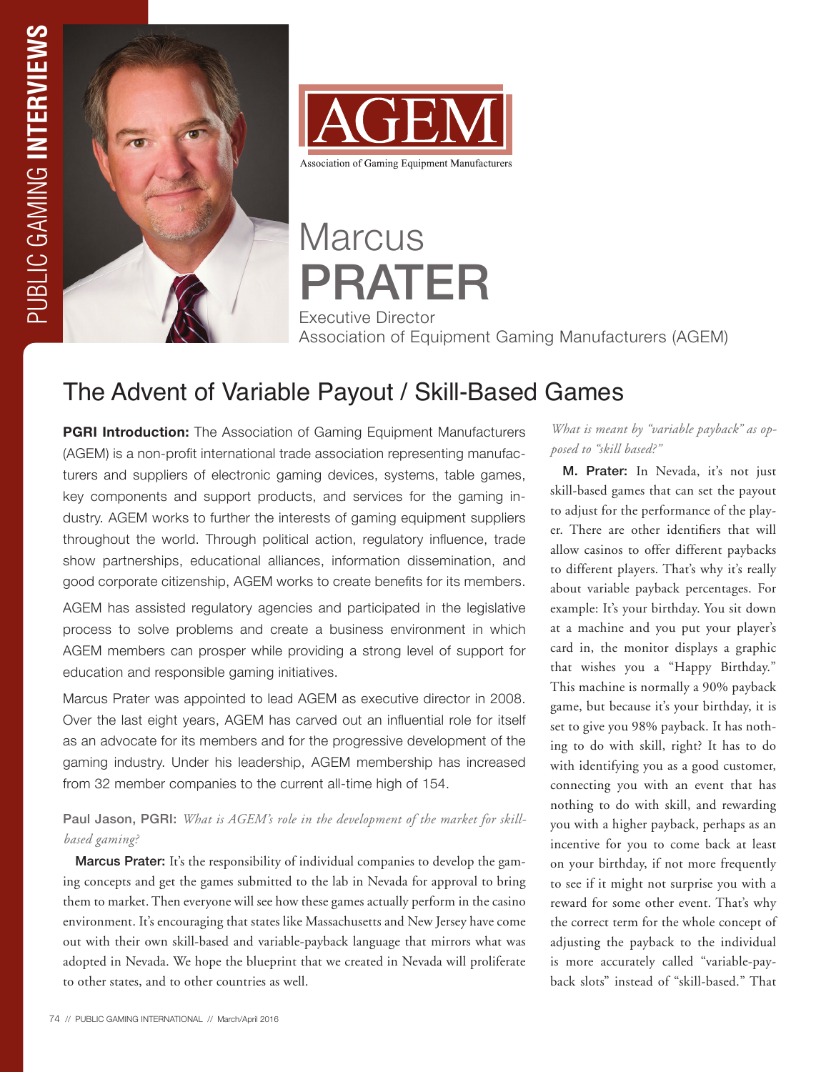# Marcus PRATER

Executive Director
Association of Equipment Gaming Manufacturers (AGEM)

## The Advent of Variable Payout / Skill-Based Games

**PGRI Introduction:** The Association of Gaming Equipment Manufacturers (AGEM) is a non-profit international trade association representing manufacturers and suppliers of electronic gaming devices, systems, table games, key components and support products, and services for the gaming industry. AGEM works to further the interests of gaming equipment suppliers throughout the world. Through political action, regulatory influence, trade show partnerships, educational alliances, information dissemination, and good corporate citizenship, AGEM works to create benefits for its members.

AGEM has assisted regulatory agencies and participated in the legislative process to solve problems and create a business environment in which AGEM members can prosper while providing a strong level of support for education and responsible gaming initiatives.

Marcus Prater was appointed to lead AGEM as executive director in 2008. Over the last eight years, AGEM has carved out an influential role for itself as an advocate for its members and for the progressive development of the gaming industry. Under his leadership, AGEM membership has increased from 32 member companies to the current all-time high of 154.

**Paul Jason, PGRI:** *What is AGEM's role in the development of the market for skill-based gaming?*

**Marcus Prater:** It's the responsibility of individual companies to develop the gaming concepts and get the games submitted to the lab in Nevada for approval to bring them to market. Then everyone will see how these games actually perform in the casino environment. It's encouraging that states like Massachusetts and New Jersey have come out with their own skill-based and variable-payback language that mirrors what was adopted in Nevada. We hope the blueprint that we created in Nevada will proliferate to other states, and to other countries as well.

*What is meant by "variable payback" as opposed to "skill based?"*

**M. Prater:** In Nevada, it's not just skill-based games that can set the payout to adjust for the performance of the player. There are other identifiers that will allow casinos to offer different paybacks to different players. That's why it's really about variable payback percentages. For example: It's your birthday. You sit down at a machine and you put your player's card in, the monitor displays a graphic that wishes you a "Happy Birthday." This machine is normally a 90% payback game, but because it's your birthday, it is set to give you 98% payback. It has nothing to do with skill, right? It has to do with identifying you as a good customer, connecting you with an event that has nothing to do with skill, and rewarding you with a higher payback, perhaps as an incentive for you to come back at least on your birthday, if not more frequently to see if it might not surprise you with a reward for some other event. That's why the correct term for the whole concept of adjusting the payback to the individual is more accurately called "variable-payback slots" instead of "skill-based." That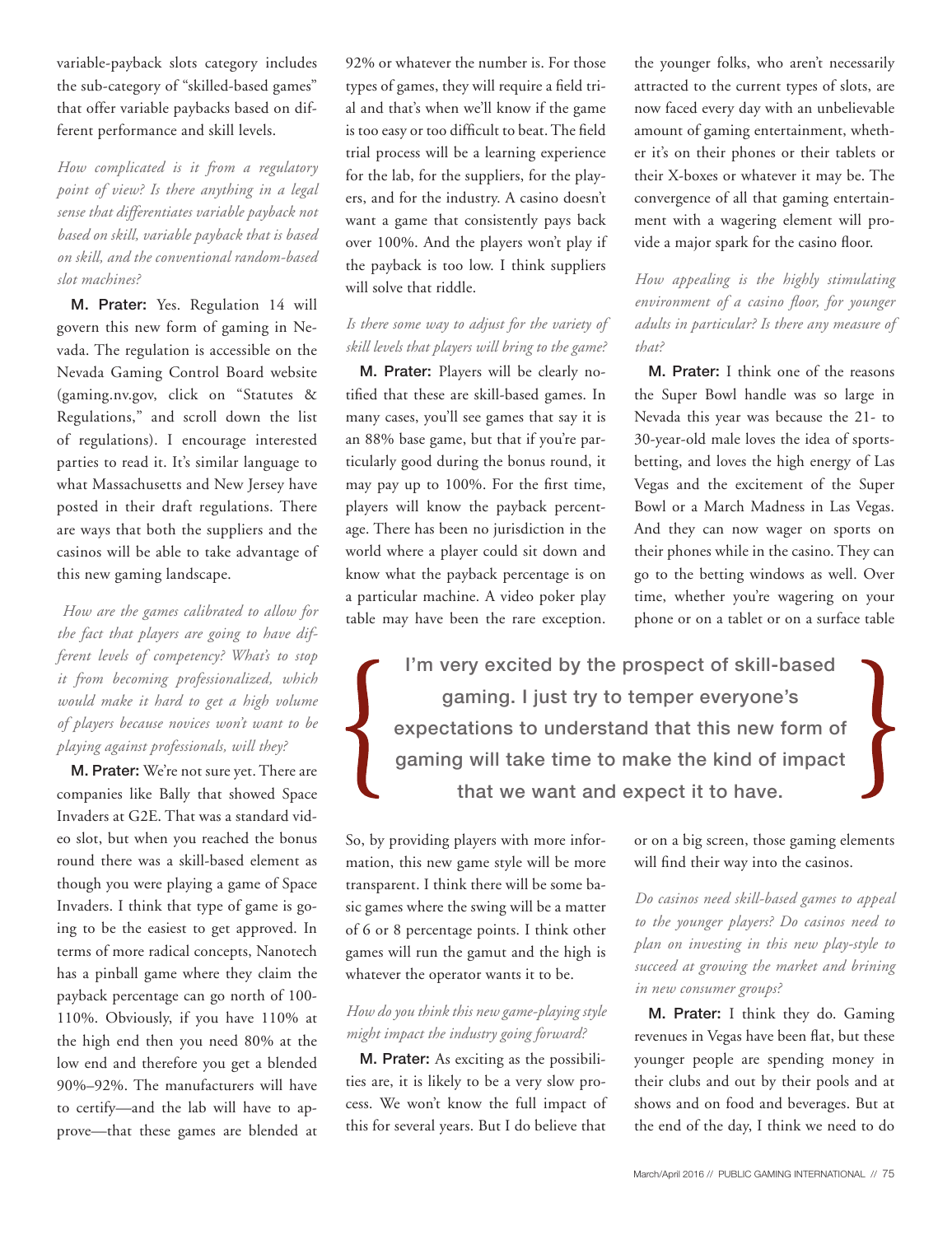variable-payback slots category includes the sub-category of "skilled-based games" that offer variable paybacks based on different performance and skill levels.

*How complicated is it from a regulatory point of view? Is there anything in a legal sense that differentiates variable payback not based on skill, variable payback that is based on skill, and the conventional random-based slot machines?*

**M. Prater:** Yes. Regulation 14 will govern this new form of gaming in Nevada. The regulation is accessible on the Nevada Gaming Control Board website (gaming.nv.gov, click on "Statutes & Regulations," and scroll down the list of regulations). I encourage interested parties to read it. It's similar language to what Massachusetts and New Jersey have posted in their draft regulations. There are ways that both the suppliers and the casinos will be able to take advantage of this new gaming landscape.

*How are the games calibrated to allow for the fact that players are going to have different levels of competency? What's to stop it from becoming professionalized, which would make it hard to get a high volume of players because novices won't want to be playing against professionals, will they?*

**M. Prater:** We're not sure yet. There are companies like Bally that showed Space Invaders at G2E. That was a standard video slot, but when you reached the bonus round there was a skill-based element as though you were playing a game of Space Invaders. I think that type of game is going to be the easiest to get approved. In terms of more radical concepts, Nanotech has a pinball game where they claim the payback percentage can go north of 100-110%. Obviously, if you have 110% at the high end then you need 80% at the low end and therefore you get a blended 90%–92%. The manufacturers will have to certify—and the lab will have to approve—that these games are blended at 92% or whatever the number is. For those types of games, they will require a field trial and that's when we'll know if the game is too easy or too difficult to beat. The field trial process will be a learning experience for the lab, for the suppliers, for the players, and for the industry. A casino doesn't want a game that consistently pays back over 100%. And the players won't play if the payback is too low. I think suppliers will solve that riddle.

*Is there some way to adjust for the variety of skill levels that players will bring to the game?*

**M. Prater:** Players will be clearly notified that these are skill-based games. In many cases, you'll see games that say it is an 88% base game, but that if you're particularly good during the bonus round, it may pay up to 100%. For the first time, players will know the payback percentage. There has been no jurisdiction in the world where a player could sit down and know what the payback percentage is on a particular machine. A video poker play table may have been the rare exception. So, by providing players with more information, this new game style will be more transparent. I think there will be some basic games where the swing will be a matter of 6 or 8 percentage points. I think other games will run the gamut and the high is whatever the operator wants it to be.

*How do you think this new game-playing style might impact the industry going forward?*

**M. Prater:** As exciting as the possibilities are, it is likely to be a very slow process. We won't know the full impact of this for several years. But I do believe that the younger folks, who aren't necessarily attracted to the current types of slots, are now faced every day with an unbelievable amount of gaming entertainment, whether it's on their phones or their tablets or their X-boxes or whatever it may be. The convergence of all that gaming entertainment with a wagering element will provide a major spark for the casino floor.

> **I'm very excited by the prospect of skill-based gaming. I just try to temper everyone's expectations to understand that this new form of gaming will take time to make the kind of impact that we want and expect it to have.**

*How appealing is the highly stimulating environment of a casino floor, for younger adults in particular? Is there any measure of that?*

**M. Prater:** I think one of the reasons the Super Bowl handle was so large in Nevada this year was because the 21- to 30-year-old male loves the idea of sports-betting, and loves the high energy of Las Vegas and the excitement of the Super Bowl or a March Madness in Las Vegas. And they can now wager on sports on their phones while in the casino. They can go to the betting windows as well. Over time, whether you're wagering on your phone or on a tablet or on a surface table or on a big screen, those gaming elements will find their way into the casinos.

*Do casinos need skill-based games to appeal to the younger players? Do casinos need to plan on investing in this new play-style to succeed at growing the market and brining in new consumer groups?*

**M. Prater:** I think they do. Gaming revenues in Vegas have been flat, but these younger people are spending money in their clubs and out by their pools and at shows and on food and beverages. But at the end of the day, I think we need to do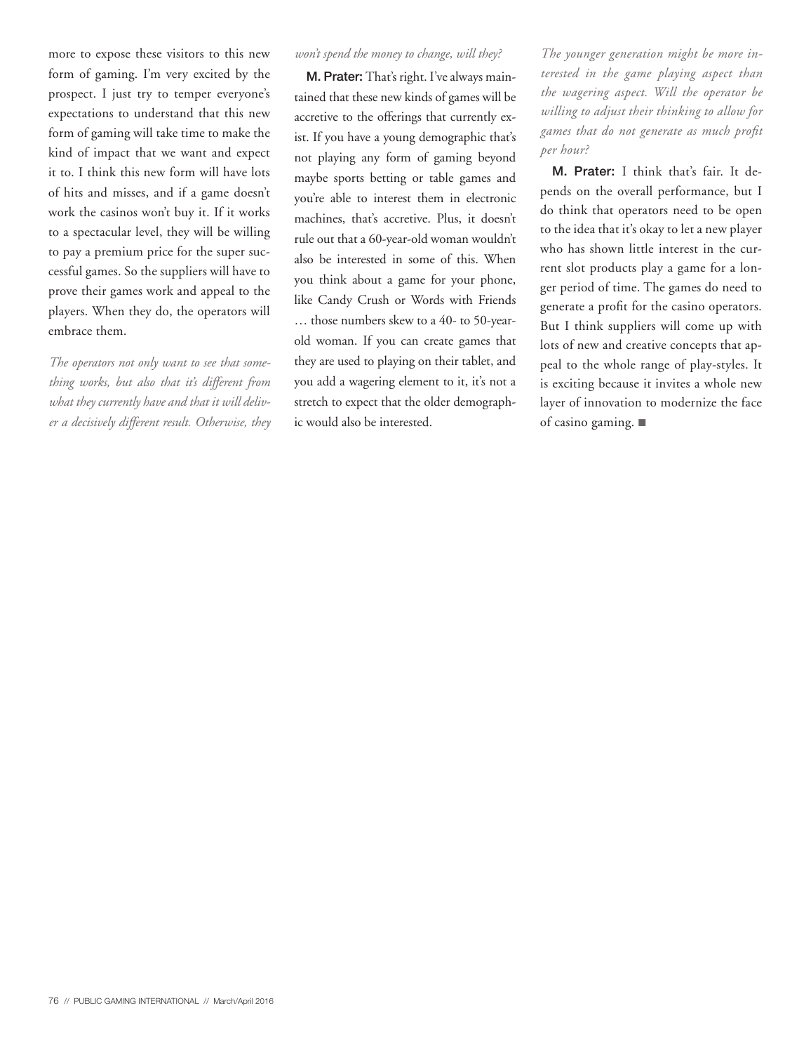more to expose these visitors to this new form of gaming. I'm very excited by the prospect. I just try to temper everyone's expectations to understand that this new form of gaming will take time to make the kind of impact that we want and expect it to. I think this new form will have lots of hits and misses, and if a game doesn't work the casinos won't buy it. If it works to a spectacular level, they will be willing to pay a premium price for the super successful games. So the suppliers will have to prove their games work and appeal to the players. When they do, the operators will embrace them.

*The operators not only want to see that something works, but also that it's different from what they currently have and that it will deliver a decisively different result. Otherwise, they won't spend the money to change, will they?*

**M. Prater:** That's right. I've always maintained that these new kinds of games will be accretive to the offerings that currently exist. If you have a young demographic that's not playing any form of gaming beyond maybe sports betting or table games and you're able to interest them in electronic machines, that's accretive. Plus, it doesn't rule out that a 60-year-old woman wouldn't also be interested in some of this. When you think about a game for your phone, like Candy Crush or Words with Friends … those numbers skew to a 40- to 50-year-old woman. If you can create games that they are used to playing on their tablet, and you add a wagering element to it, it's not a stretch to expect that the older demographic would also be interested.

*The younger generation might be more interested in the game playing aspect than the wagering aspect. Will the operator be willing to adjust their thinking to allow for games that do not generate as much profit per hour?*

**M. Prater:** I think that's fair. It depends on the overall performance, but I do think that operators need to be open to the idea that it's okay to let a new player who has shown little interest in the current slot products play a game for a longer period of time. The games do need to generate a profit for the casino operators. But I think suppliers will come up with lots of new and creative concepts that appeal to the whole range of play-styles. It is exciting because it invites a whole new layer of innovation to modernize the face of casino gaming. ■